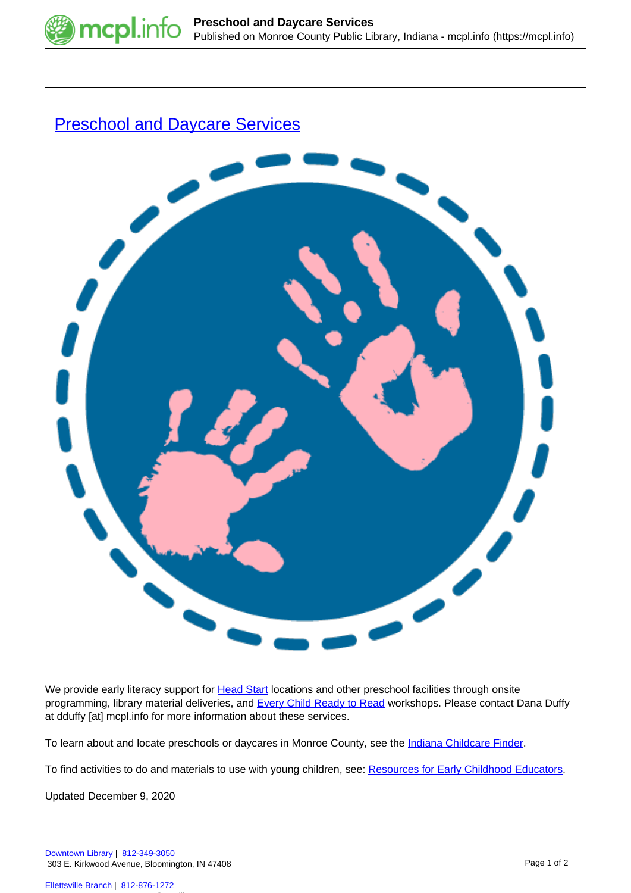# Preschool and Daycare Services

We provide early literacy support for Head Start locations and other preschool facilities through onsite programming, library material deliveries, and Every Child Ready to Read workshops. Please contact Dana Duffy at dduffy [at] mcpl.info for more information about these services.

To learn about and locate preschools or daycares in Monroe County, see the Indiana Childcare Finder.

To find activities to do and materials to use with young children, see: Resources for Early Childhood Educators.

Updated December 9, 2020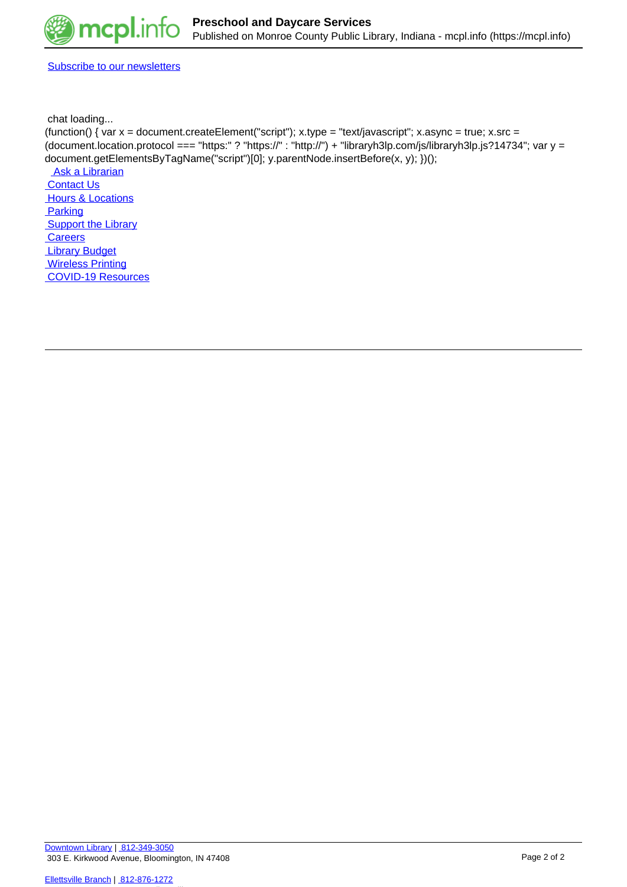Subscribe to our newsletters

chat loading...

```
(function() { var x = document.createElement("script"); x.type = "text/javascript"; x.async = true; x.src = (document.location.protocol === "https:" ? "https://" : "http://") + "libraryh3lp.com/js/libraryh3lp.js?14734"; var y = document.getElementsByTagName("script")[0]; y.parentNode.insertBefore(x, y); })();
```

Ask a Librarian
Contact Us
Hours & Locations
Parking
Support the Library
Careers
Library Budget
Wireless Printing
COVID-19 Resources

Downtown Library | 812-349-3050
303 E. Kirkwood Avenue, Bloomington, IN 47408

Ellettsville Branch | 812-876-1272